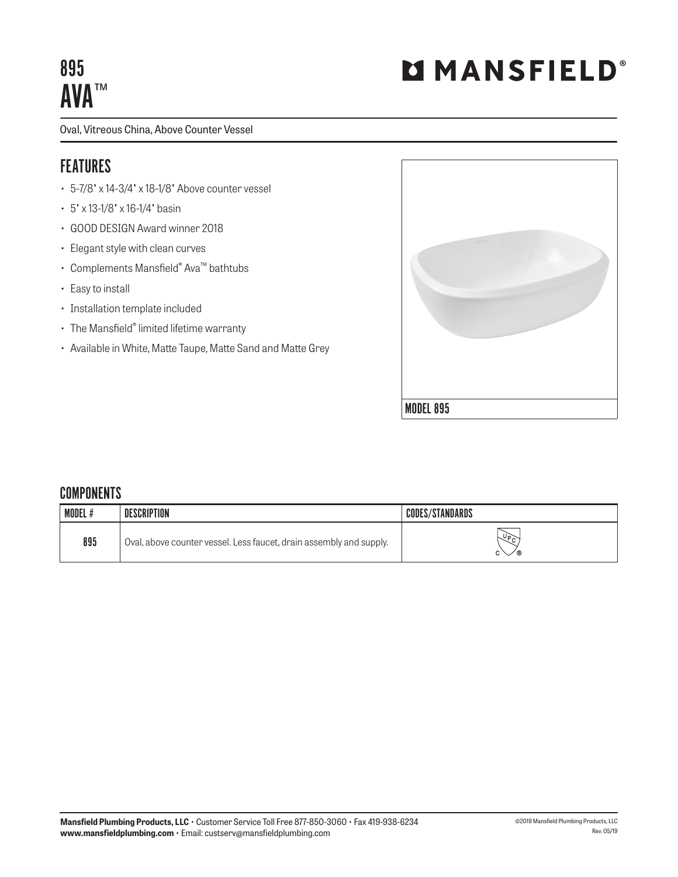# 895
# AVA™

MANSFIELD®

Oval, Vitreous China, Above Counter Vessel

## FEATURES

- 5-7/8" x 14-3/4" x 18-1/8" Above counter vessel
- 5" x 13-1/8" x 16-1/4" basin
- GOOD DESIGN Award winner 2018
- Elegant style with clean curves
- Complements Mansfield® Ava™ bathtubs
- Easy to install
- Installation template included
- The Mansfield® limited lifetime warranty
- Available in White, Matte Taupe, Matte Sand and Matte Grey

MODEL 895

## COMPONENTS

| MODEL # | DESCRIPTION | CODES/STANDARDS |
|---|---|---|
| 895 | Oval, above counter vessel. Less faucet, drain assembly and supply. | cUPC® |

**Mansfield Plumbing Products, LLC** • Customer Service Toll Free 877-850-3060 • Fax 419-938-6234
**www.mansfieldplumbing.com** • Email: custserv@mansfieldplumbing.com

©2019 Mansfield Plumbing Products, LLC
Rev. 05/19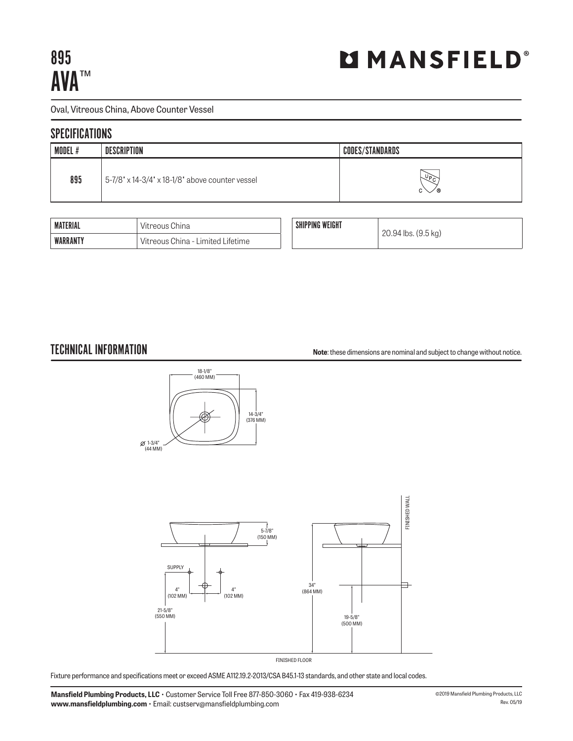# 895 AVA™

**MANSFIELD®**

Oval, Vitreous China, Above Counter Vessel

## SPECIFICATIONS

| MODEL # | DESCRIPTION | CODES/STANDARDS |
|---|---|---|
| 895 | 5-7/8" x 14-3/4" x 18-1/8" above counter vessel | cUPC® |

| | |
|---|---|
| MATERIAL | Vitreous China |
| WARRANTY | Vitreous China - Limited Lifetime |

| | |
|---|---|
| SHIPPING WEIGHT | 20.94 lbs. (9.5 kg) |

## TECHNICAL INFORMATION

**Note**: these dimensions are nominal and subject to change without notice.

18-1/8" (460 MM)

14-3/4" (376 MM)

Ø 1-3/4" (44 MM)

5-7/8" (150 MM)

SUPPLY

4" (102 MM)

4" (102 MM)

21-5/8" (550 MM)

34" (864 MM)

19-5/8" (500 MM)

FINISHED WALL

FINISHED FLOOR

Fixture performance and specifications meet or exceed ASME A112.19.2-2013/CSA B45.1-13 standards, and other state and local codes.

**Mansfield Plumbing Products, LLC** • Customer Service Toll Free 877-850-3060 • Fax 419-938-6234
**www.mansfieldplumbing.com** • Email: custserv@mansfieldplumbing.com

©2019 Mansfield Plumbing Products, LLC
Rev. 05/19